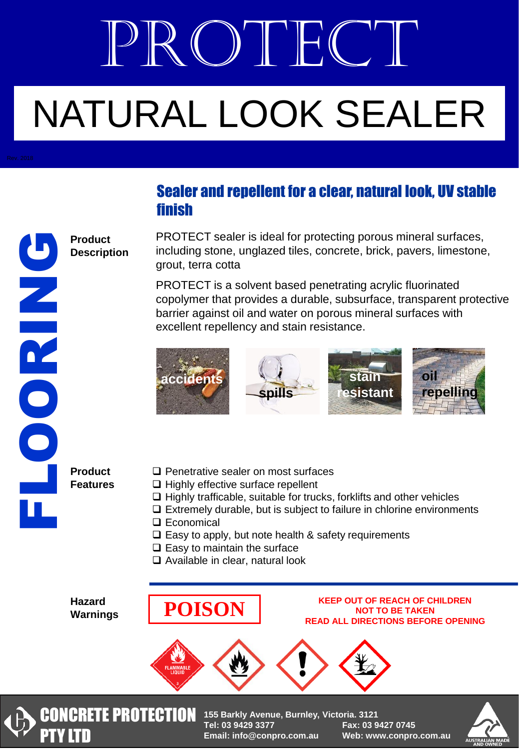# PROTECT

# NATURAL LOOK SEALER

Rev. 2018

FLOORING

## Sealer and repellent for a clear, natural look, UV stable finish

**Product Description**

PROTECT sealer is ideal for protecting porous mineral surfaces, including stone, unglazed tiles, concrete, brick, pavers, limestone, grout, terra cotta

PROTECT is a solvent based penetrating acrylic fluorinated copolymer that provides a durable, subsurface, transparent protective barrier against oil and water on porous mineral surfaces with excellent repellency and stain resistance.

accidents | spills | stain resistant | oil repelling

**Product Features**

- ❑ Penetrative sealer on most surfaces
- ❑ Highly effective surface repellent
- ❑ Highly trafficable, suitable for trucks, forklifts and other vehicles
- ❑ Extremely durable, but is subject to failure in chlorine environments
- ❑ Economical
- ❑ Easy to apply, but note health & safety requirements
- ❑ Easy to maintain the surface
- ❑ Available in clear, natural look

**Hazard Warnings**

**POISON**

KEEP OUT OF REACH OF CHILDREN
NOT TO BE TAKEN
READ ALL DIRECTIONS BEFORE OPENING

FLAMMABLE LIQUID 3

CONCRETE PROTECTION PTY LTD

155 Barkly Avenue, Burnley, Victoria. 3121
Tel: 03 9429 3377 Fax: 03 9427 0745
Email: info@conpro.com.au Web: www.conpro.com.au

AUSTRALIAN MADE AND OWNED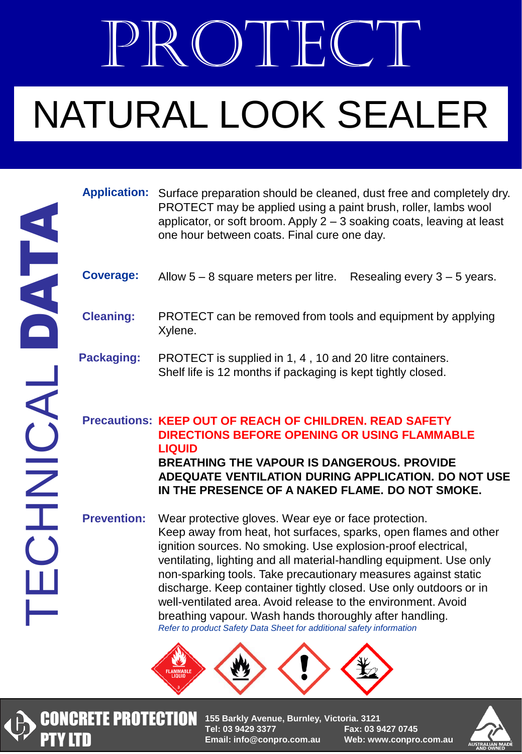# PROTECT

# NATURAL LOOK SEALER

## TECHNICAL DATA

**Application:** Surface preparation should be cleaned, dust free and completely dry. PROTECT may be applied using a paint brush, roller, lambs wool applicator, or soft broom. Apply 2 – 3 soaking coats, leaving at least one hour between coats. Final cure one day.

**Coverage:** Allow 5 – 8 square meters per litre. Resealing every 3 – 5 years.

**Cleaning:** PROTECT can be removed from tools and equipment by applying Xylene.

**Packaging:** PROTECT is supplied in 1, 4 , 10 and 20 litre containers. Shelf life is 12 months if packaging is kept tightly closed.

**Precautions:** **KEEP OUT OF REACH OF CHILDREN. READ SAFETY DIRECTIONS BEFORE OPENING OR USING FLAMMABLE LIQUID**
**BREATHING THE VAPOUR IS DANGEROUS. PROVIDE ADEQUATE VENTILATION DURING APPLICATION. DO NOT USE IN THE PRESENCE OF A NAKED FLAME. DO NOT SMOKE.**

**Prevention:** Wear protective gloves. Wear eye or face protection. Keep away from heat, hot surfaces, sparks, open flames and other ignition sources. No smoking. Use explosion-proof electrical, ventilating, lighting and all material-handling equipment. Use only non-sparking tools. Take precautionary measures against static discharge. Keep container tightly closed. Use only outdoors or in well-ventilated area. Avoid release to the environment. Avoid breathing vapour. Wash hands thoroughly after handling.
*Refer to product Safety Data Sheet for additional safety information*

FLAMMABLE LIQUID 3

**CONCRETE PROTECTION PTY LTD**
155 Barkly Avenue, Burnley, Victoria. 3121
Tel: 03 9429 3377 Fax: 03 9427 0745
Email: info@conpro.com.au Web: www.conpro.com.au

AUSTRALIAN MADE AND OWNED